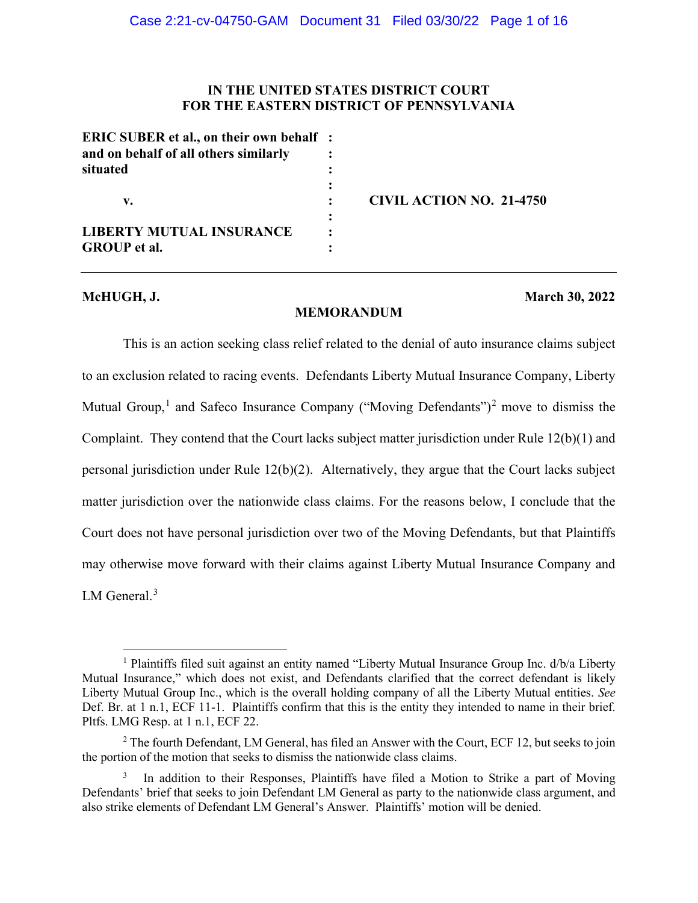# IN THE UNITED STATES DISTRICT COURT
# FOR THE EASTERN DISTRICT OF PENNSYLVANIA

| | | |
|---|---|---|
| **ERIC SUBER et al., on their own behalf and on behalf of all others similarly situated** | : | |
| **v.** | : | **CIVIL ACTION NO. 21-4750** |
| **LIBERTY MUTUAL INSURANCE GROUP et al.** | : | |

**McHUGH, J.** **March 30, 2022**

## MEMORANDUM

This is an action seeking class relief related to the denial of auto insurance claims subject to an exclusion related to racing events. Defendants Liberty Mutual Insurance Company, Liberty Mutual Group,[1] and Safeco Insurance Company ("Moving Defendants")[2] move to dismiss the Complaint. They contend that the Court lacks subject matter jurisdiction under Rule 12(b)(1) and personal jurisdiction under Rule 12(b)(2). Alternatively, they argue that the Court lacks subject matter jurisdiction over the nationwide class claims. For the reasons below, I conclude that the Court does not have personal jurisdiction over two of the Moving Defendants, but that Plaintiffs may otherwise move forward with their claims against Liberty Mutual Insurance Company and LM General.[3]

---

[1] Plaintiffs filed suit against an entity named "Liberty Mutual Insurance Group Inc. d/b/a Liberty Mutual Insurance," which does not exist, and Defendants clarified that the correct defendant is likely Liberty Mutual Group Inc., which is the overall holding company of all the Liberty Mutual entities. *See* Def. Br. at 1 n.1, ECF 11-1. Plaintiffs confirm that this is the entity they intended to name in their brief. Pltfs. LMG Resp. at 1 n.1, ECF 22.

[2] The fourth Defendant, LM General, has filed an Answer with the Court, ECF 12, but seeks to join the portion of the motion that seeks to dismiss the nationwide class claims.

[3] In addition to their Responses, Plaintiffs have filed a Motion to Strike a part of Moving Defendants' brief that seeks to join Defendant LM General as party to the nationwide class argument, and also strike elements of Defendant LM General's Answer. Plaintiffs' motion will be denied.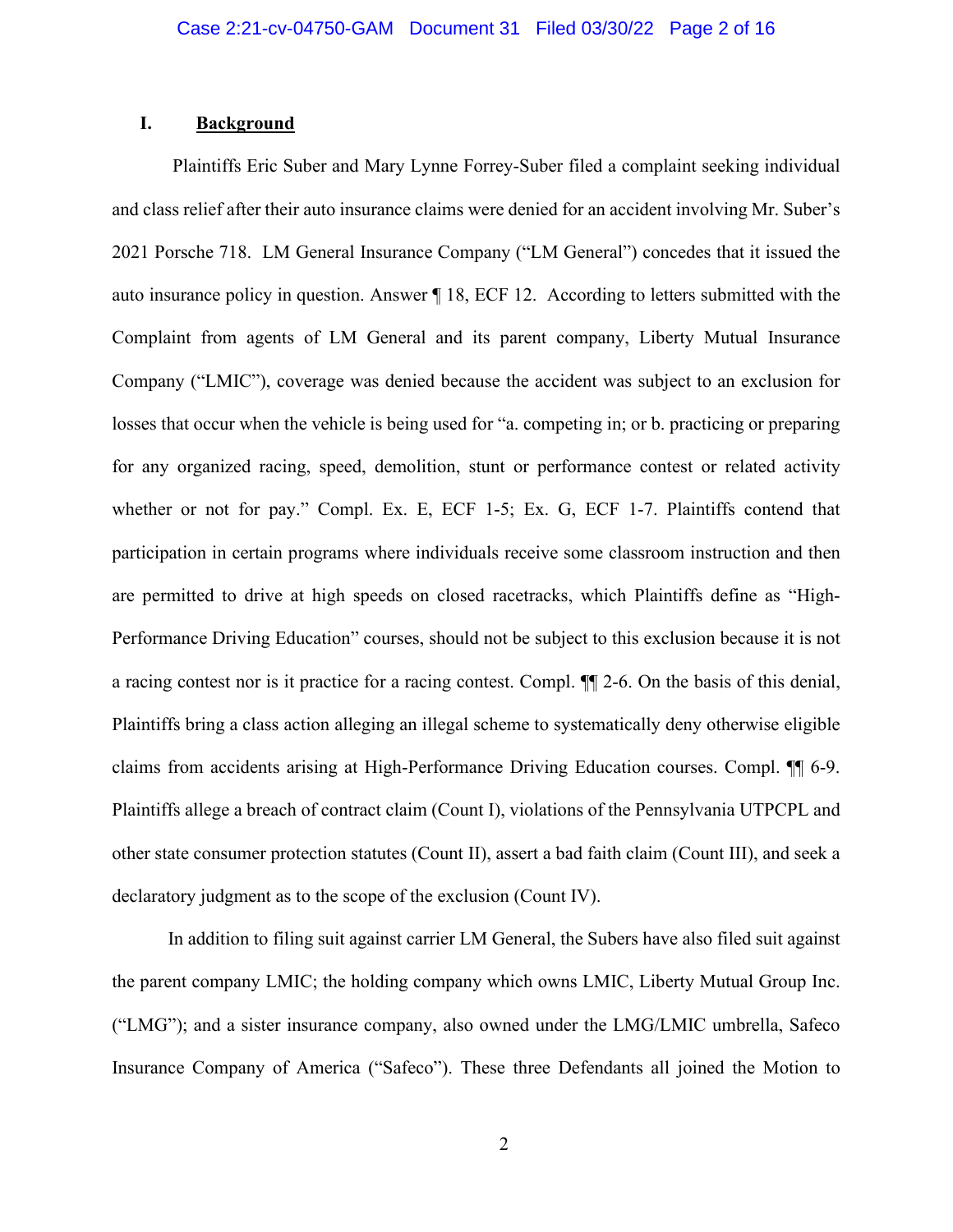## I. Background

Plaintiffs Eric Suber and Mary Lynne Forrey-Suber filed a complaint seeking individual and class relief after their auto insurance claims were denied for an accident involving Mr. Suber's 2021 Porsche 718. LM General Insurance Company ("LM General") concedes that it issued the auto insurance policy in question. Answer ¶ 18, ECF 12. According to letters submitted with the Complaint from agents of LM General and its parent company, Liberty Mutual Insurance Company ("LMIC"), coverage was denied because the accident was subject to an exclusion for losses that occur when the vehicle is being used for "a. competing in; or b. practicing or preparing for any organized racing, speed, demolition, stunt or performance contest or related activity whether or not for pay." Compl. Ex. E, ECF 1-5; Ex. G, ECF 1-7. Plaintiffs contend that participation in certain programs where individuals receive some classroom instruction and then are permitted to drive at high speeds on closed racetracks, which Plaintiffs define as "High-Performance Driving Education" courses, should not be subject to this exclusion because it is not a racing contest nor is it practice for a racing contest. Compl. ¶¶ 2-6. On the basis of this denial, Plaintiffs bring a class action alleging an illegal scheme to systematically deny otherwise eligible claims from accidents arising at High-Performance Driving Education courses. Compl. ¶¶ 6-9. Plaintiffs allege a breach of contract claim (Count I), violations of the Pennsylvania UTPCPL and other state consumer protection statutes (Count II), assert a bad faith claim (Count III), and seek a declaratory judgment as to the scope of the exclusion (Count IV).

In addition to filing suit against carrier LM General, the Subers have also filed suit against the parent company LMIC; the holding company which owns LMIC, Liberty Mutual Group Inc. ("LMG"); and a sister insurance company, also owned under the LMG/LMIC umbrella, Safeco Insurance Company of America ("Safeco"). These three Defendants all joined the Motion to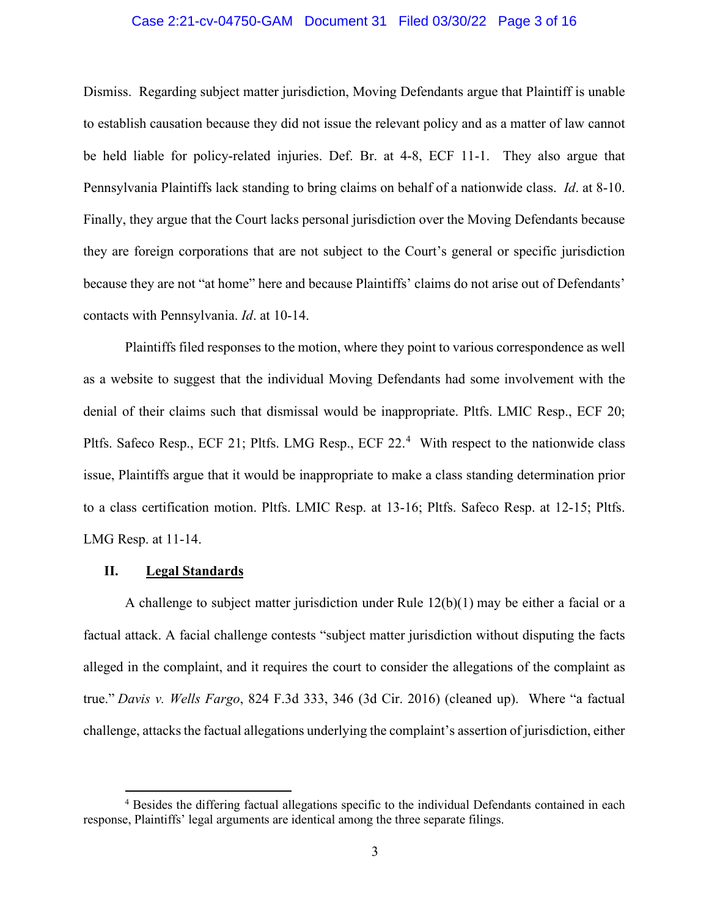Dismiss. Regarding subject matter jurisdiction, Moving Defendants argue that Plaintiff is unable to establish causation because they did not issue the relevant policy and as a matter of law cannot be held liable for policy-related injuries. Def. Br. at 4-8, ECF 11-1. They also argue that Pennsylvania Plaintiffs lack standing to bring claims on behalf of a nationwide class. *Id*. at 8-10. Finally, they argue that the Court lacks personal jurisdiction over the Moving Defendants because they are foreign corporations that are not subject to the Court's general or specific jurisdiction because they are not "at home" here and because Plaintiffs' claims do not arise out of Defendants' contacts with Pennsylvania. *Id*. at 10-14.

Plaintiffs filed responses to the motion, where they point to various correspondence as well as a website to suggest that the individual Moving Defendants had some involvement with the denial of their claims such that dismissal would be inappropriate. Pltfs. LMIC Resp., ECF 20; Pltfs. Safeco Resp., ECF 21; Pltfs. LMG Resp., ECF 22.[4] With respect to the nationwide class issue, Plaintiffs argue that it would be inappropriate to make a class standing determination prior to a class certification motion. Pltfs. LMIC Resp. at 13-16; Pltfs. Safeco Resp. at 12-15; Pltfs. LMG Resp. at 11-14.

## II. <u>Legal Standards</u>

A challenge to subject matter jurisdiction under Rule 12(b)(1) may be either a facial or a factual attack. A facial challenge contests "subject matter jurisdiction without disputing the facts alleged in the complaint, and it requires the court to consider the allegations of the complaint as true." *Davis v. Wells Fargo*, 824 F.3d 333, 346 (3d Cir. 2016) (cleaned up). Where "a factual challenge, attacks the factual allegations underlying the complaint's assertion of jurisdiction, either

---

[4] Besides the differing factual allegations specific to the individual Defendants contained in each response, Plaintiffs' legal arguments are identical among the three separate filings.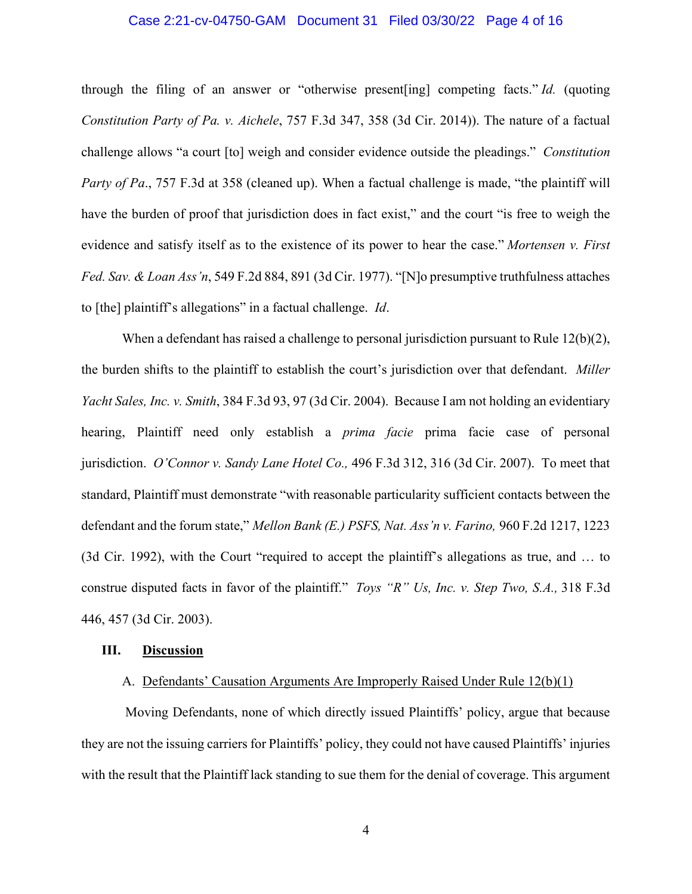through the filing of an answer or "otherwise present[ing] competing facts." *Id.* (quoting *Constitution Party of Pa. v. Aichele*, 757 F.3d 347, 358 (3d Cir. 2014)). The nature of a factual challenge allows "a court [to] weigh and consider evidence outside the pleadings." *Constitution Party of Pa*., 757 F.3d at 358 (cleaned up). When a factual challenge is made, "the plaintiff will have the burden of proof that jurisdiction does in fact exist," and the court "is free to weigh the evidence and satisfy itself as to the existence of its power to hear the case." *Mortensen v. First Fed. Sav. & Loan Ass'n*, 549 F.2d 884, 891 (3d Cir. 1977). "[N]o presumptive truthfulness attaches to [the] plaintiff's allegations" in a factual challenge. *Id*.

When a defendant has raised a challenge to personal jurisdiction pursuant to Rule 12(b)(2), the burden shifts to the plaintiff to establish the court's jurisdiction over that defendant. *Miller Yacht Sales, Inc. v. Smith*, 384 F.3d 93, 97 (3d Cir. 2004). Because I am not holding an evidentiary hearing, Plaintiff need only establish a *prima facie* prima facie case of personal jurisdiction. *O'Connor v. Sandy Lane Hotel Co.,* 496 F.3d 312, 316 (3d Cir. 2007). To meet that standard, Plaintiff must demonstrate "with reasonable particularity sufficient contacts between the defendant and the forum state," *Mellon Bank (E.) PSFS, Nat. Ass'n v. Farino,* 960 F.2d 1217, 1223 (3d Cir. 1992), with the Court "required to accept the plaintiff's allegations as true, and … to construe disputed facts in favor of the plaintiff." *Toys "R" Us, Inc. v. Step Two, S.A.,* 318 F.3d 446, 457 (3d Cir. 2003).

## III. <u>Discussion</u>

### A. <u>Defendants' Causation Arguments Are Improperly Raised Under Rule 12(b)(1)</u>

Moving Defendants, none of which directly issued Plaintiffs' policy, argue that because they are not the issuing carriers for Plaintiffs' policy, they could not have caused Plaintiffs' injuries with the result that the Plaintiff lack standing to sue them for the denial of coverage. This argument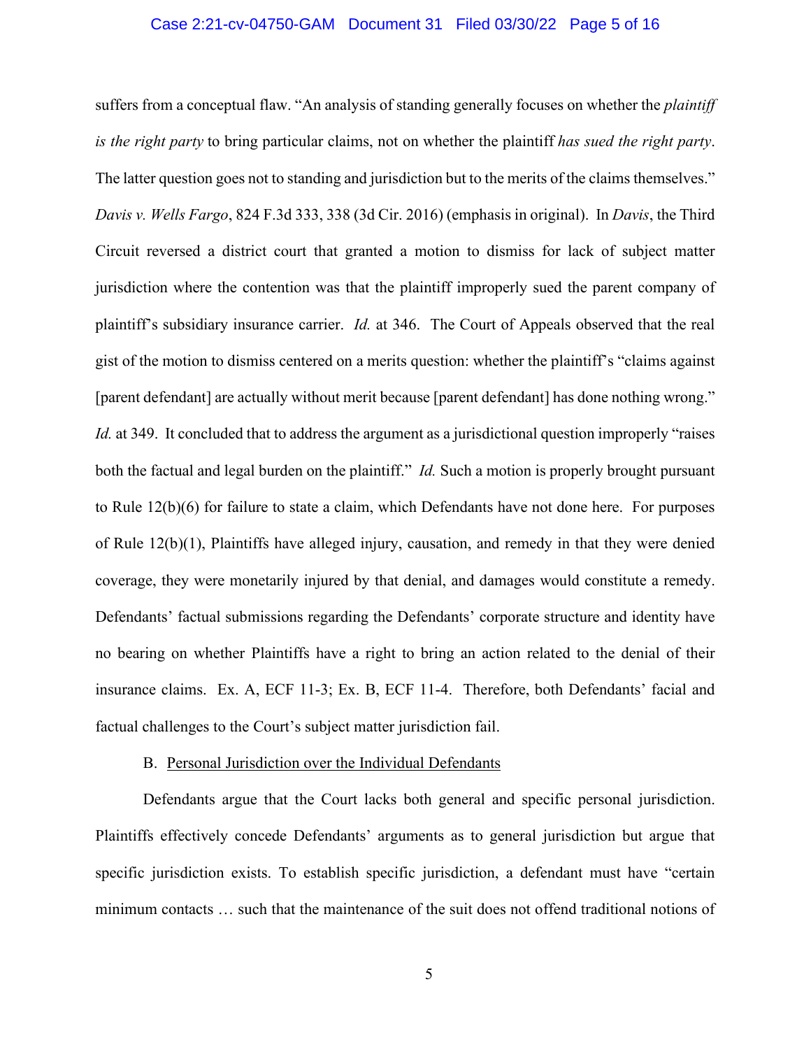suffers from a conceptual flaw. "An analysis of standing generally focuses on whether the *plaintiff is the right party* to bring particular claims, not on whether the plaintiff *has sued the right party*. The latter question goes not to standing and jurisdiction but to the merits of the claims themselves." *Davis v. Wells Fargo*, 824 F.3d 333, 338 (3d Cir. 2016) (emphasis in original). In *Davis*, the Third Circuit reversed a district court that granted a motion to dismiss for lack of subject matter jurisdiction where the contention was that the plaintiff improperly sued the parent company of plaintiff's subsidiary insurance carrier. *Id.* at 346. The Court of Appeals observed that the real gist of the motion to dismiss centered on a merits question: whether the plaintiff's "claims against [parent defendant] are actually without merit because [parent defendant] has done nothing wrong." *Id.* at 349. It concluded that to address the argument as a jurisdictional question improperly "raises both the factual and legal burden on the plaintiff." *Id.* Such a motion is properly brought pursuant to Rule 12(b)(6) for failure to state a claim, which Defendants have not done here. For purposes of Rule 12(b)(1), Plaintiffs have alleged injury, causation, and remedy in that they were denied coverage, they were monetarily injured by that denial, and damages would constitute a remedy. Defendants' factual submissions regarding the Defendants' corporate structure and identity have no bearing on whether Plaintiffs have a right to bring an action related to the denial of their insurance claims. Ex. A, ECF 11-3; Ex. B, ECF 11-4. Therefore, both Defendants' facial and factual challenges to the Court's subject matter jurisdiction fail.

B. Personal Jurisdiction over the Individual Defendants

Defendants argue that the Court lacks both general and specific personal jurisdiction. Plaintiffs effectively concede Defendants' arguments as to general jurisdiction but argue that specific jurisdiction exists. To establish specific jurisdiction, a defendant must have "certain minimum contacts … such that the maintenance of the suit does not offend traditional notions of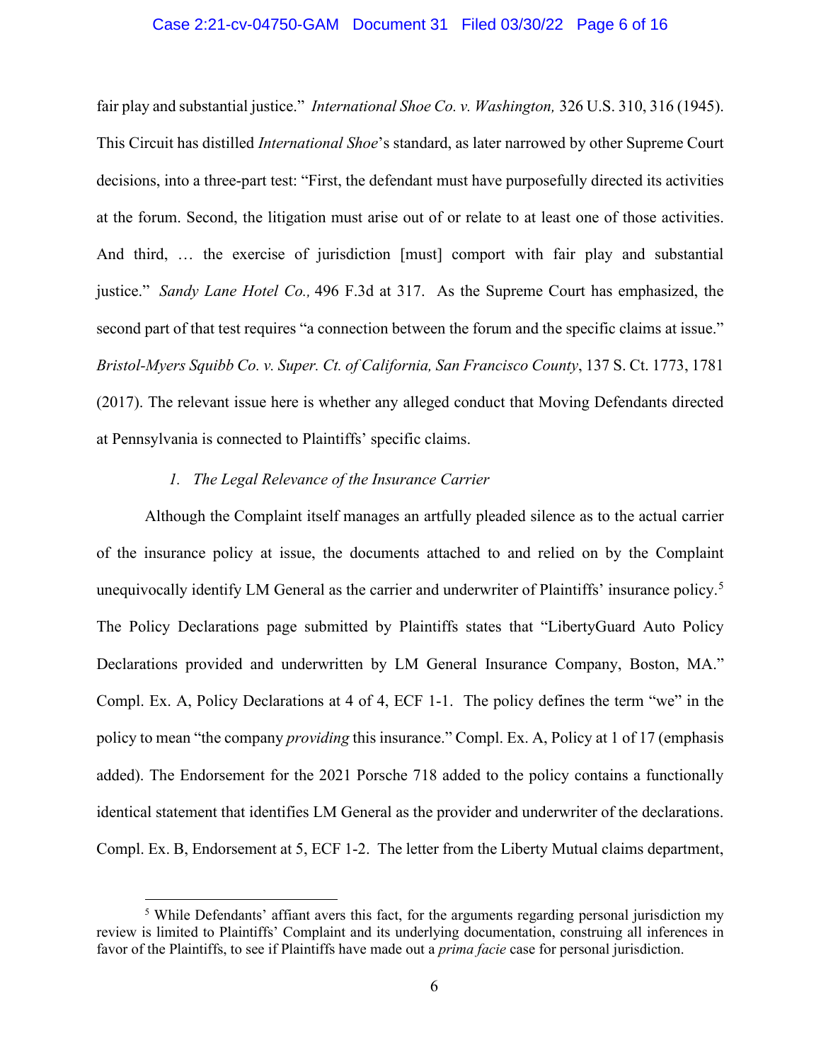fair play and substantial justice." *International Shoe Co. v. Washington,* 326 U.S. 310, 316 (1945). This Circuit has distilled *International Shoe*'s standard, as later narrowed by other Supreme Court decisions, into a three-part test: "First, the defendant must have purposefully directed its activities at the forum. Second, the litigation must arise out of or relate to at least one of those activities. And third, … the exercise of jurisdiction [must] comport with fair play and substantial justice." *Sandy Lane Hotel Co.,* 496 F.3d at 317. As the Supreme Court has emphasized, the second part of that test requires "a connection between the forum and the specific claims at issue." *Bristol-Myers Squibb Co. v. Super. Ct. of California, San Francisco County*, 137 S. Ct. 1773, 1781 (2017). The relevant issue here is whether any alleged conduct that Moving Defendants directed at Pennsylvania is connected to Plaintiffs' specific claims.

*1. The Legal Relevance of the Insurance Carrier*

Although the Complaint itself manages an artfully pleaded silence as to the actual carrier of the insurance policy at issue, the documents attached to and relied on by the Complaint unequivocally identify LM General as the carrier and underwriter of Plaintiffs' insurance policy.[5] The Policy Declarations page submitted by Plaintiffs states that "LibertyGuard Auto Policy Declarations provided and underwritten by LM General Insurance Company, Boston, MA." Compl. Ex. A, Policy Declarations at 4 of 4, ECF 1-1. The policy defines the term "we" in the policy to mean "the company *providing* this insurance." Compl. Ex. A, Policy at 1 of 17 (emphasis added). The Endorsement for the 2021 Porsche 718 added to the policy contains a functionally identical statement that identifies LM General as the provider and underwriter of the declarations. Compl. Ex. B, Endorsement at 5, ECF 1-2. The letter from the Liberty Mutual claims department,

[5] While Defendants' affiant avers this fact, for the arguments regarding personal jurisdiction my review is limited to Plaintiffs' Complaint and its underlying documentation, construing all inferences in favor of the Plaintiffs, to see if Plaintiffs have made out a *prima facie* case for personal jurisdiction.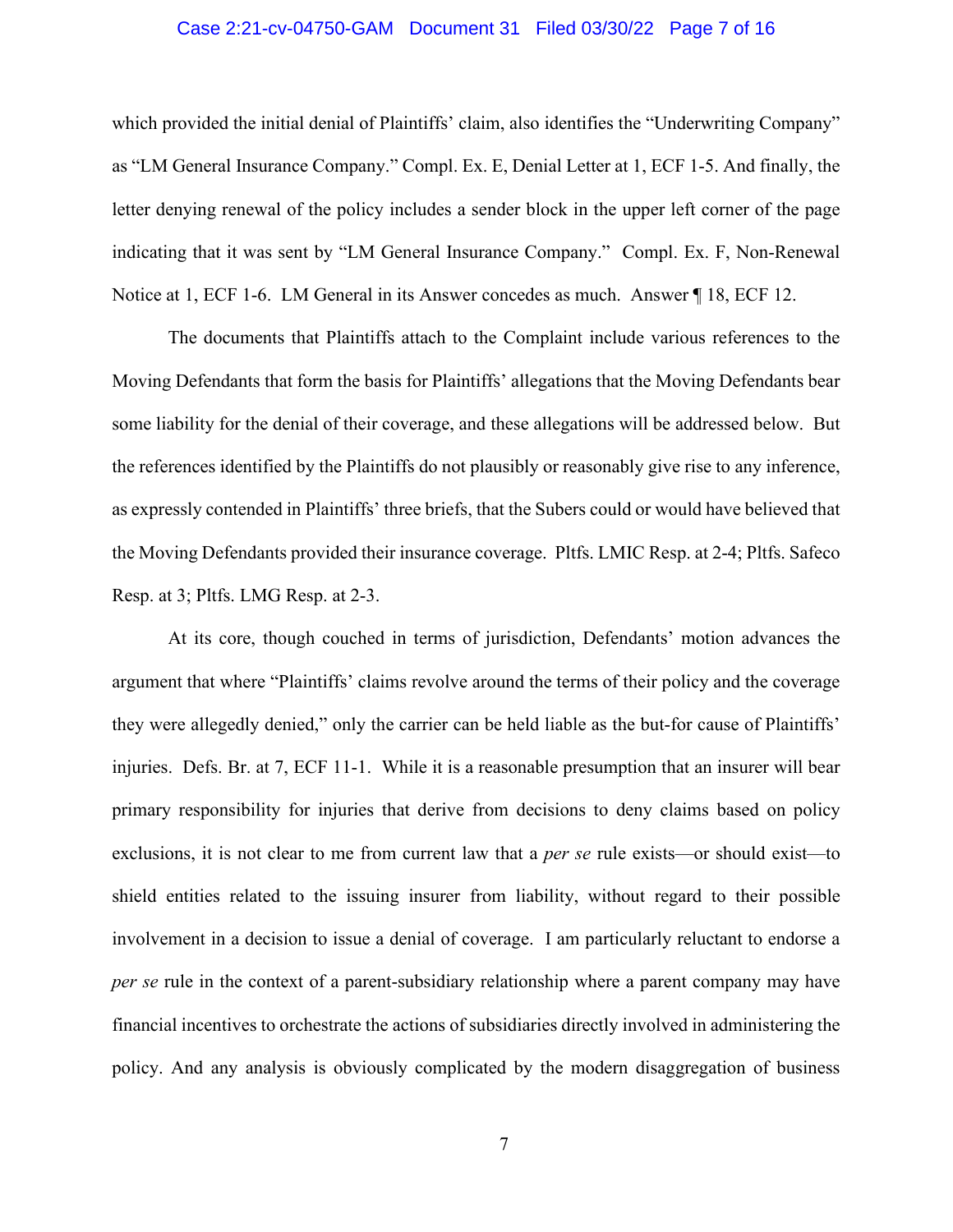which provided the initial denial of Plaintiffs' claim, also identifies the "Underwriting Company" as "LM General Insurance Company." Compl. Ex. E, Denial Letter at 1, ECF 1-5. And finally, the letter denying renewal of the policy includes a sender block in the upper left corner of the page indicating that it was sent by "LM General Insurance Company." Compl. Ex. F, Non-Renewal Notice at 1, ECF 1-6. LM General in its Answer concedes as much. Answer ¶ 18, ECF 12.

The documents that Plaintiffs attach to the Complaint include various references to the Moving Defendants that form the basis for Plaintiffs' allegations that the Moving Defendants bear some liability for the denial of their coverage, and these allegations will be addressed below. But the references identified by the Plaintiffs do not plausibly or reasonably give rise to any inference, as expressly contended in Plaintiffs' three briefs, that the Subers could or would have believed that the Moving Defendants provided their insurance coverage. Pltfs. LMIC Resp. at 2-4; Pltfs. Safeco Resp. at 3; Pltfs. LMG Resp. at 2-3.

At its core, though couched in terms of jurisdiction, Defendants' motion advances the argument that where "Plaintiffs' claims revolve around the terms of their policy and the coverage they were allegedly denied," only the carrier can be held liable as the but-for cause of Plaintiffs' injuries. Defs. Br. at 7, ECF 11-1. While it is a reasonable presumption that an insurer will bear primary responsibility for injuries that derive from decisions to deny claims based on policy exclusions, it is not clear to me from current law that a *per se* rule exists—or should exist—to shield entities related to the issuing insurer from liability, without regard to their possible involvement in a decision to issue a denial of coverage. I am particularly reluctant to endorse a *per se* rule in the context of a parent-subsidiary relationship where a parent company may have financial incentives to orchestrate the actions of subsidiaries directly involved in administering the policy. And any analysis is obviously complicated by the modern disaggregation of business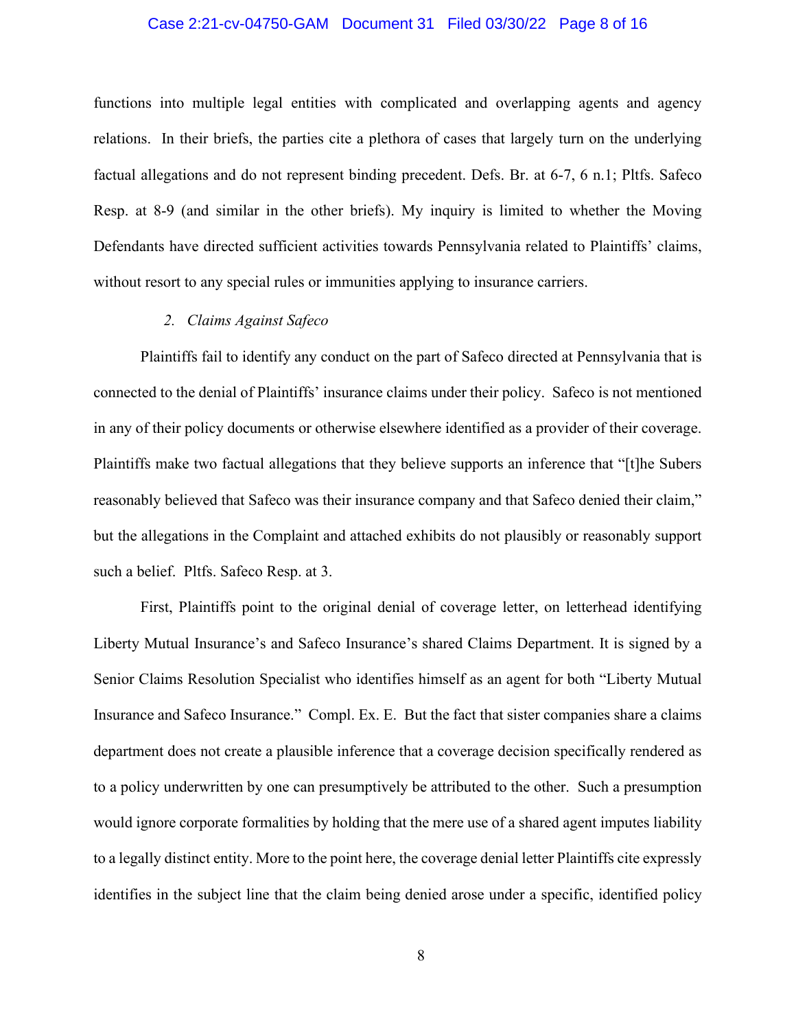functions into multiple legal entities with complicated and overlapping agents and agency relations. In their briefs, the parties cite a plethora of cases that largely turn on the underlying factual allegations and do not represent binding precedent. Defs. Br. at 6-7, 6 n.1; Pltfs. Safeco Resp. at 8-9 (and similar in the other briefs). My inquiry is limited to whether the Moving Defendants have directed sufficient activities towards Pennsylvania related to Plaintiffs' claims, without resort to any special rules or immunities applying to insurance carriers.

*2. Claims Against Safeco*

Plaintiffs fail to identify any conduct on the part of Safeco directed at Pennsylvania that is connected to the denial of Plaintiffs' insurance claims under their policy. Safeco is not mentioned in any of their policy documents or otherwise elsewhere identified as a provider of their coverage. Plaintiffs make two factual allegations that they believe supports an inference that "[t]he Subers reasonably believed that Safeco was their insurance company and that Safeco denied their claim," but the allegations in the Complaint and attached exhibits do not plausibly or reasonably support such a belief. Pltfs. Safeco Resp. at 3.

First, Plaintiffs point to the original denial of coverage letter, on letterhead identifying Liberty Mutual Insurance's and Safeco Insurance's shared Claims Department. It is signed by a Senior Claims Resolution Specialist who identifies himself as an agent for both "Liberty Mutual Insurance and Safeco Insurance." Compl. Ex. E. But the fact that sister companies share a claims department does not create a plausible inference that a coverage decision specifically rendered as to a policy underwritten by one can presumptively be attributed to the other. Such a presumption would ignore corporate formalities by holding that the mere use of a shared agent imputes liability to a legally distinct entity. More to the point here, the coverage denial letter Plaintiffs cite expressly identifies in the subject line that the claim being denied arose under a specific, identified policy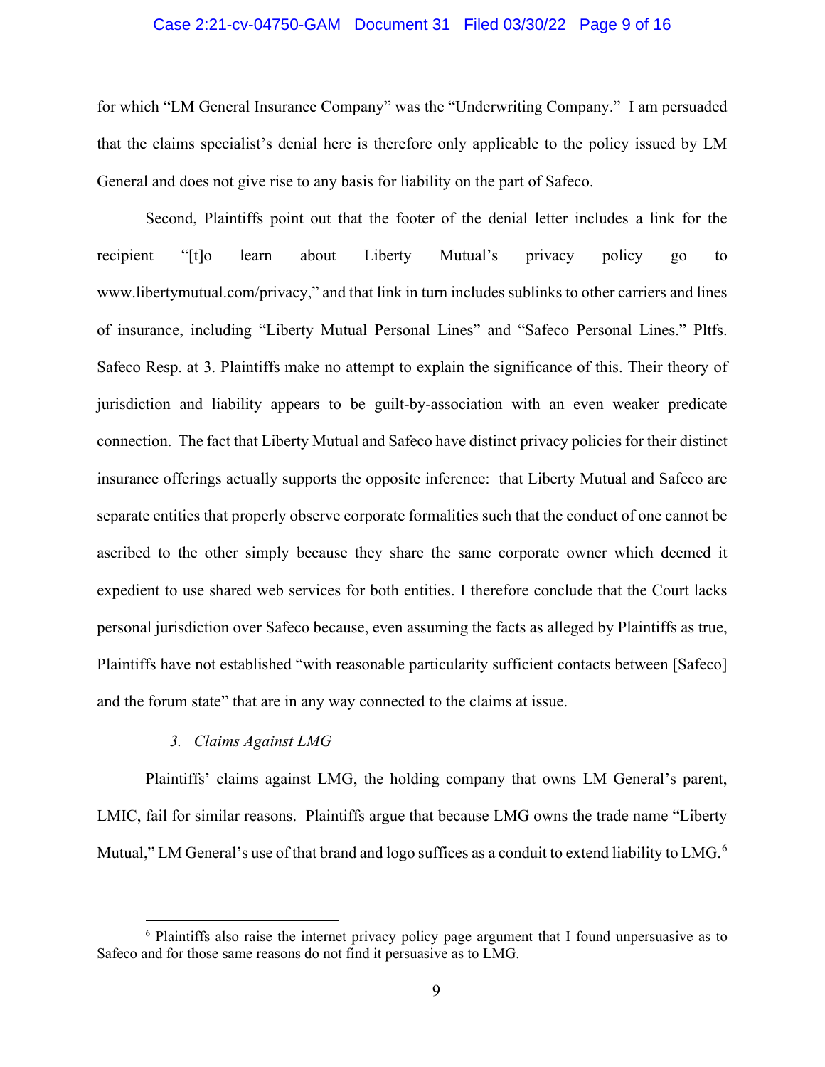for which "LM General Insurance Company" was the "Underwriting Company." I am persuaded that the claims specialist's denial here is therefore only applicable to the policy issued by LM General and does not give rise to any basis for liability on the part of Safeco.

Second, Plaintiffs point out that the footer of the denial letter includes a link for the recipient "[t]o learn about Liberty Mutual's privacy policy go to www.libertymutual.com/privacy," and that link in turn includes sublinks to other carriers and lines of insurance, including "Liberty Mutual Personal Lines" and "Safeco Personal Lines." Pltfs. Safeco Resp. at 3. Plaintiffs make no attempt to explain the significance of this. Their theory of jurisdiction and liability appears to be guilt-by-association with an even weaker predicate connection. The fact that Liberty Mutual and Safeco have distinct privacy policies for their distinct insurance offerings actually supports the opposite inference: that Liberty Mutual and Safeco are separate entities that properly observe corporate formalities such that the conduct of one cannot be ascribed to the other simply because they share the same corporate owner which deemed it expedient to use shared web services for both entities. I therefore conclude that the Court lacks personal jurisdiction over Safeco because, even assuming the facts as alleged by Plaintiffs as true, Plaintiffs have not established "with reasonable particularity sufficient contacts between [Safeco] and the forum state" that are in any way connected to the claims at issue.

### 3. *Claims Against LMG*

Plaintiffs' claims against LMG, the holding company that owns LM General's parent, LMIC, fail for similar reasons. Plaintiffs argue that because LMG owns the trade name "Liberty Mutual," LM General's use of that brand and logo suffices as a conduit to extend liability to LMG.[6]

[6] Plaintiffs also raise the internet privacy policy page argument that I found unpersuasive as to Safeco and for those same reasons do not find it persuasive as to LMG.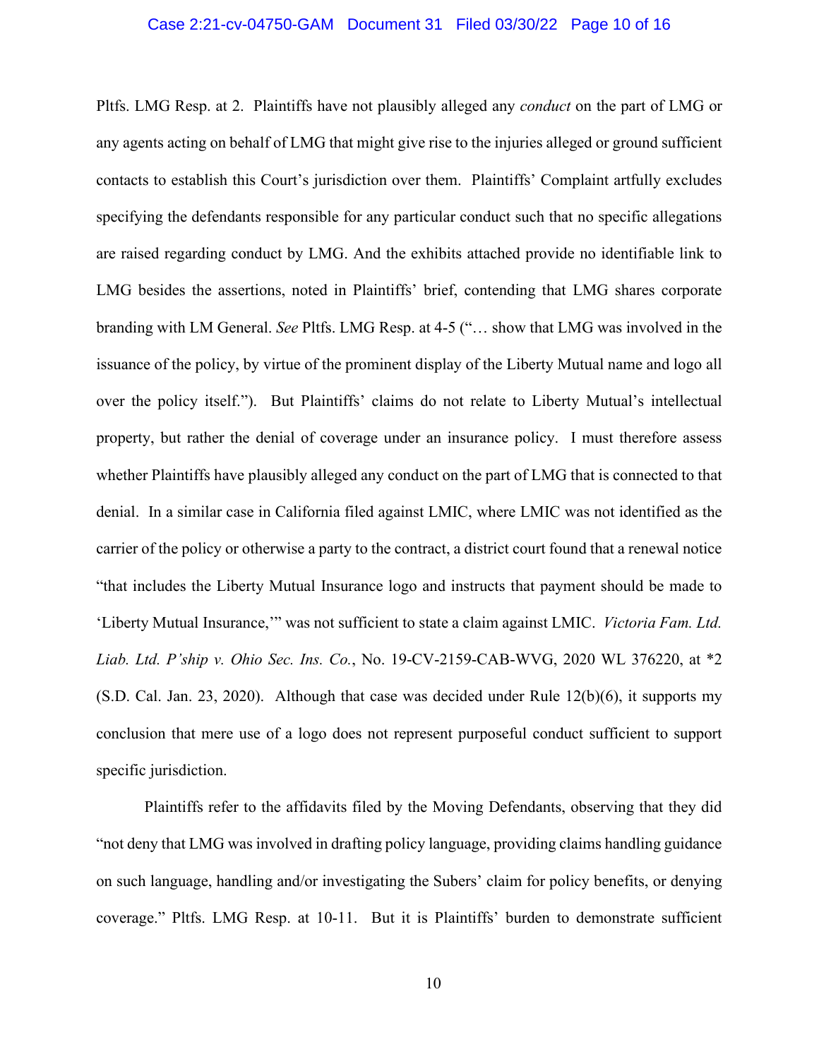Pltfs. LMG Resp. at 2. Plaintiffs have not plausibly alleged any *conduct* on the part of LMG or any agents acting on behalf of LMG that might give rise to the injuries alleged or ground sufficient contacts to establish this Court's jurisdiction over them. Plaintiffs' Complaint artfully excludes specifying the defendants responsible for any particular conduct such that no specific allegations are raised regarding conduct by LMG. And the exhibits attached provide no identifiable link to LMG besides the assertions, noted in Plaintiffs' brief, contending that LMG shares corporate branding with LM General. *See* Pltfs. LMG Resp. at 4-5 ("… show that LMG was involved in the issuance of the policy, by virtue of the prominent display of the Liberty Mutual name and logo all over the policy itself."). But Plaintiffs' claims do not relate to Liberty Mutual's intellectual property, but rather the denial of coverage under an insurance policy. I must therefore assess whether Plaintiffs have plausibly alleged any conduct on the part of LMG that is connected to that denial. In a similar case in California filed against LMIC, where LMIC was not identified as the carrier of the policy or otherwise a party to the contract, a district court found that a renewal notice "that includes the Liberty Mutual Insurance logo and instructs that payment should be made to 'Liberty Mutual Insurance,'" was not sufficient to state a claim against LMIC. *Victoria Fam. Ltd. Liab. Ltd. P'ship v. Ohio Sec. Ins. Co.*, No. 19-CV-2159-CAB-WVG, 2020 WL 376220, at *2 (S.D. Cal. Jan. 23, 2020). Although that case was decided under Rule 12(b)(6), it supports my conclusion that mere use of a logo does not represent purposeful conduct sufficient to support specific jurisdiction.

Plaintiffs refer to the affidavits filed by the Moving Defendants, observing that they did "not deny that LMG was involved in drafting policy language, providing claims handling guidance on such language, handling and/or investigating the Subers' claim for policy benefits, or denying coverage." Pltfs. LMG Resp. at 10-11. But it is Plaintiffs' burden to demonstrate sufficient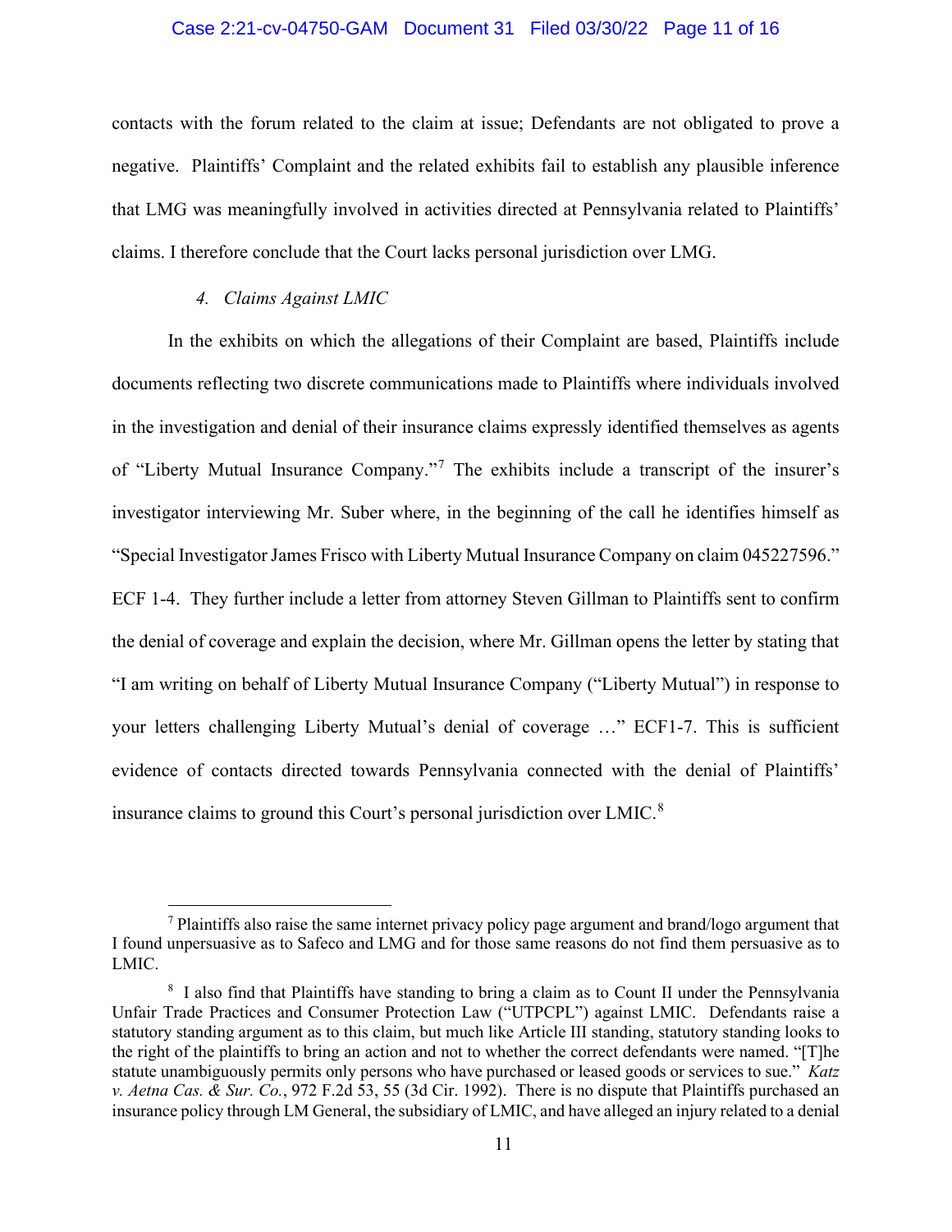contacts with the forum related to the claim at issue; Defendants are not obligated to prove a negative. Plaintiffs' Complaint and the related exhibits fail to establish any plausible inference that LMG was meaningfully involved in activities directed at Pennsylvania related to Plaintiffs' claims. I therefore conclude that the Court lacks personal jurisdiction over LMG.

#### *4. Claims Against LMIC*

In the exhibits on which the allegations of their Complaint are based, Plaintiffs include documents reflecting two discrete communications made to Plaintiffs where individuals involved in the investigation and denial of their insurance claims expressly identified themselves as agents of "Liberty Mutual Insurance Company."[7] The exhibits include a transcript of the insurer's investigator interviewing Mr. Suber where, in the beginning of the call he identifies himself as "Special Investigator James Frisco with Liberty Mutual Insurance Company on claim 045227596." ECF 1-4. They further include a letter from attorney Steven Gillman to Plaintiffs sent to confirm the denial of coverage and explain the decision, where Mr. Gillman opens the letter by stating that "I am writing on behalf of Liberty Mutual Insurance Company ("Liberty Mutual") in response to your letters challenging Liberty Mutual's denial of coverage …" ECF1-7. This is sufficient evidence of contacts directed towards Pennsylvania connected with the denial of Plaintiffs' insurance claims to ground this Court's personal jurisdiction over LMIC.[8]

---

[7] Plaintiffs also raise the same internet privacy policy page argument and brand/logo argument that I found unpersuasive as to Safeco and LMG and for those same reasons do not find them persuasive as to LMIC.

[8] I also find that Plaintiffs have standing to bring a claim as to Count II under the Pennsylvania Unfair Trade Practices and Consumer Protection Law ("UTPCPL") against LMIC. Defendants raise a statutory standing argument as to this claim, but much like Article III standing, statutory standing looks to the right of the plaintiffs to bring an action and not to whether the correct defendants were named. "[T]he statute unambiguously permits only persons who have purchased or leased goods or services to sue." *Katz v. Aetna Cas. & Sur. Co.*, 972 F.2d 53, 55 (3d Cir. 1992). There is no dispute that Plaintiffs purchased an insurance policy through LM General, the subsidiary of LMIC, and have alleged an injury related to a denial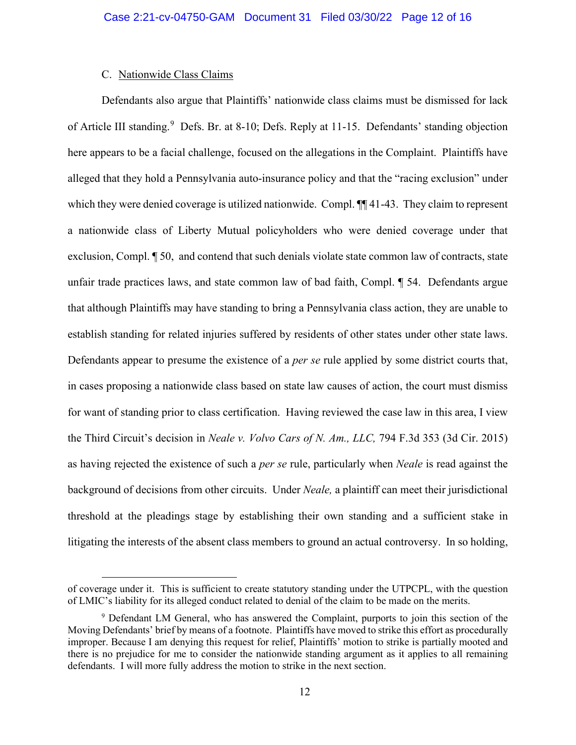C. Nationwide Class Claims

Defendants also argue that Plaintiffs' nationwide class claims must be dismissed for lack of Article III standing.[9] Defs. Br. at 8-10; Defs. Reply at 11-15. Defendants' standing objection here appears to be a facial challenge, focused on the allegations in the Complaint. Plaintiffs have alleged that they hold a Pennsylvania auto-insurance policy and that the "racing exclusion" under which they were denied coverage is utilized nationwide. Compl. ¶¶ 41-43. They claim to represent a nationwide class of Liberty Mutual policyholders who were denied coverage under that exclusion, Compl. ¶ 50, and contend that such denials violate state common law of contracts, state unfair trade practices laws, and state common law of bad faith, Compl. ¶ 54. Defendants argue that although Plaintiffs may have standing to bring a Pennsylvania class action, they are unable to establish standing for related injuries suffered by residents of other states under other state laws. Defendants appear to presume the existence of a *per se* rule applied by some district courts that, in cases proposing a nationwide class based on state law causes of action, the court must dismiss for want of standing prior to class certification. Having reviewed the case law in this area, I view the Third Circuit's decision in *Neale v. Volvo Cars of N. Am., LLC,* 794 F.3d 353 (3d Cir. 2015) as having rejected the existence of such a *per se* rule, particularly when *Neale* is read against the background of decisions from other circuits. Under *Neale,* a plaintiff can meet their jurisdictional threshold at the pleadings stage by establishing their own standing and a sufficient stake in litigating the interests of the absent class members to ground an actual controversy. In so holding,

---

of coverage under it. This is sufficient to create statutory standing under the UTPCPL, with the question of LMIC's liability for its alleged conduct related to denial of the claim to be made on the merits.

[9] Defendant LM General, who has answered the Complaint, purports to join this section of the Moving Defendants' brief by means of a footnote. Plaintiffs have moved to strike this effort as procedurally improper. Because I am denying this request for relief, Plaintiffs' motion to strike is partially mooted and there is no prejudice for me to consider the nationwide standing argument as it applies to all remaining defendants. I will more fully address the motion to strike in the next section.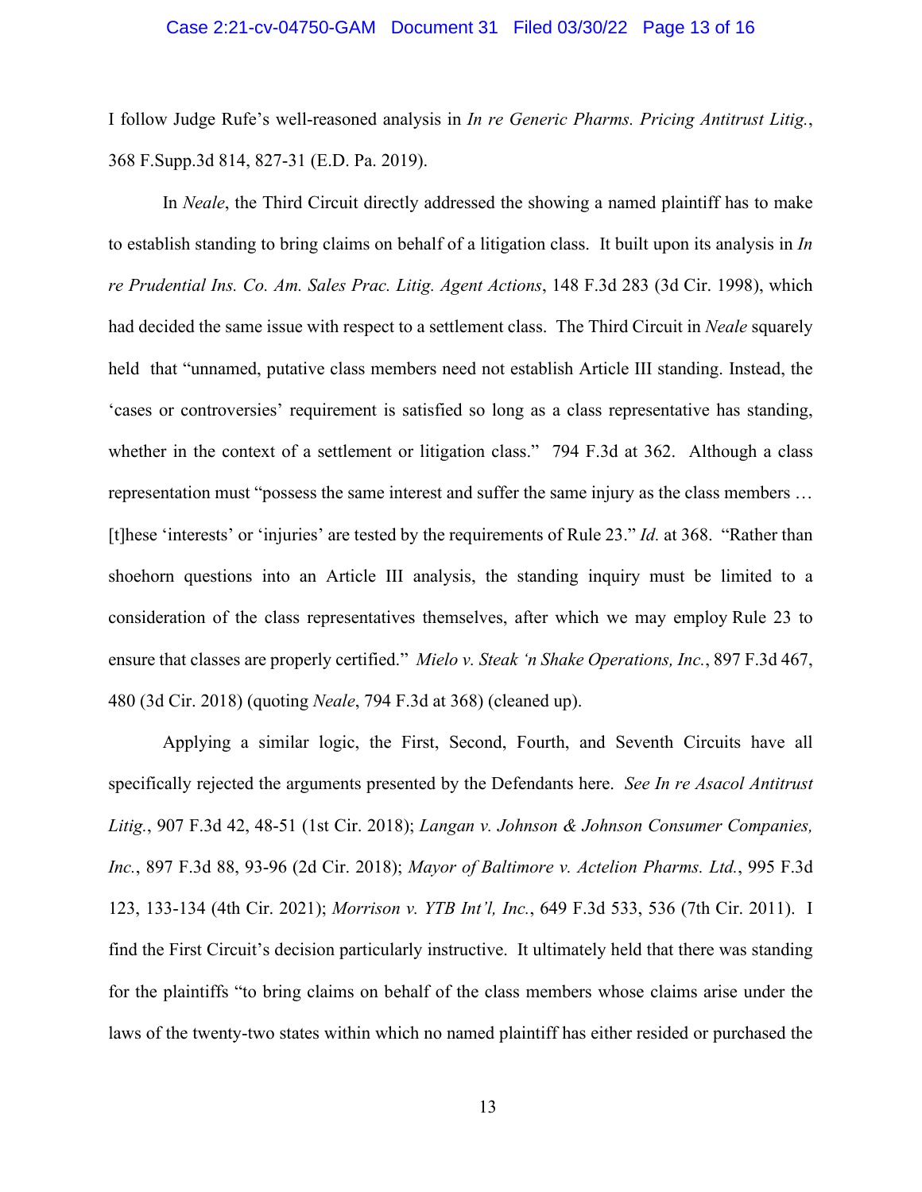I follow Judge Rufe's well-reasoned analysis in *In re Generic Pharms. Pricing Antitrust Litig.*, 368 F.Supp.3d 814, 827-31 (E.D. Pa. 2019).

In *Neale*, the Third Circuit directly addressed the showing a named plaintiff has to make to establish standing to bring claims on behalf of a litigation class. It built upon its analysis in *In re Prudential Ins. Co. Am. Sales Prac. Litig. Agent Actions*, 148 F.3d 283 (3d Cir. 1998), which had decided the same issue with respect to a settlement class. The Third Circuit in *Neale* squarely held that "unnamed, putative class members need not establish Article III standing. Instead, the 'cases or controversies' requirement is satisfied so long as a class representative has standing, whether in the context of a settlement or litigation class." 794 F.3d at 362. Although a class representation must "possess the same interest and suffer the same injury as the class members … [t]hese 'interests' or 'injuries' are tested by the requirements of Rule 23." *Id.* at 368. "Rather than shoehorn questions into an Article III analysis, the standing inquiry must be limited to a consideration of the class representatives themselves, after which we may employ Rule 23 to ensure that classes are properly certified." *Mielo v. Steak 'n Shake Operations, Inc.*, 897 F.3d 467, 480 (3d Cir. 2018) (quoting *Neale*, 794 F.3d at 368) (cleaned up).

Applying a similar logic, the First, Second, Fourth, and Seventh Circuits have all specifically rejected the arguments presented by the Defendants here. *See In re Asacol Antitrust Litig.*, 907 F.3d 42, 48-51 (1st Cir. 2018); *Langan v. Johnson & Johnson Consumer Companies, Inc.*, 897 F.3d 88, 93-96 (2d Cir. 2018); *Mayor of Baltimore v. Actelion Pharms. Ltd.*, 995 F.3d 123, 133-134 (4th Cir. 2021); *Morrison v. YTB Int'l, Inc.*, 649 F.3d 533, 536 (7th Cir. 2011). I find the First Circuit's decision particularly instructive. It ultimately held that there was standing for the plaintiffs "to bring claims on behalf of the class members whose claims arise under the laws of the twenty-two states within which no named plaintiff has either resided or purchased the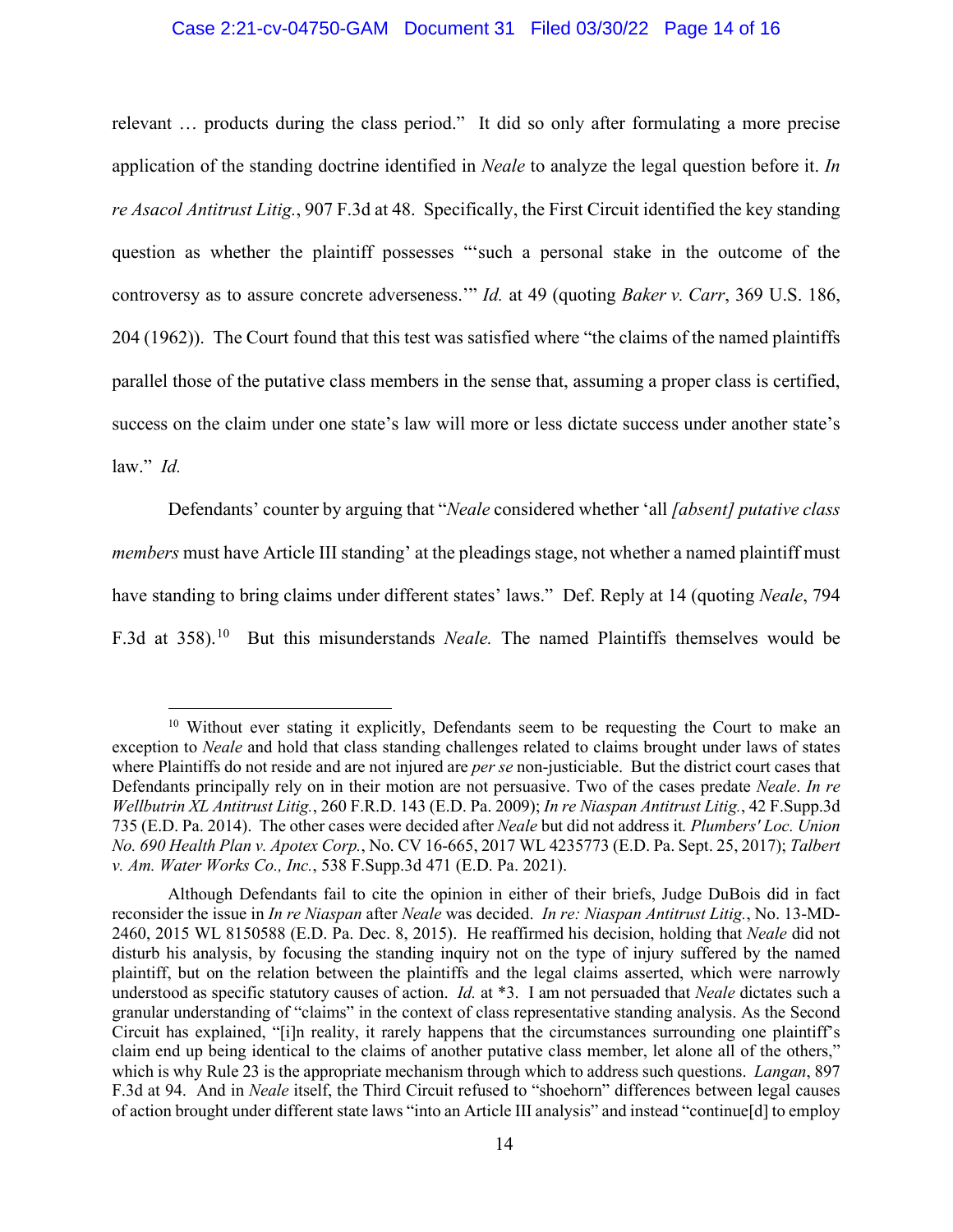relevant … products during the class period." It did so only after formulating a more precise application of the standing doctrine identified in *Neale* to analyze the legal question before it. *In re Asacol Antitrust Litig.*, 907 F.3d at 48. Specifically, the First Circuit identified the key standing question as whether the plaintiff possesses "'such a personal stake in the outcome of the controversy as to assure concrete adverseness.'" *Id.* at 49 (quoting *Baker v. Carr*, 369 U.S. 186, 204 (1962)). The Court found that this test was satisfied where "the claims of the named plaintiffs parallel those of the putative class members in the sense that, assuming a proper class is certified, success on the claim under one state's law will more or less dictate success under another state's law." *Id.*

Defendants' counter by arguing that "*Neale* considered whether 'all *[absent] putative class members* must have Article III standing' at the pleadings stage, not whether a named plaintiff must have standing to bring claims under different states' laws." Def. Reply at 14 (quoting *Neale*, 794 F.3d at 358).[10] But this misunderstands *Neale.* The named Plaintiffs themselves would be

---

[10] Without ever stating it explicitly, Defendants seem to be requesting the Court to make an exception to *Neale* and hold that class standing challenges related to claims brought under laws of states where Plaintiffs do not reside and are not injured are *per se* non-justiciable. But the district court cases that Defendants principally rely on in their motion are not persuasive. Two of the cases predate *Neale*. *In re Wellbutrin XL Antitrust Litig.*, 260 F.R.D. 143 (E.D. Pa. 2009); *In re Niaspan Antitrust Litig.*, 42 F.Supp.3d 735 (E.D. Pa. 2014). The other cases were decided after *Neale* but did not address it*. Plumbers' Loc. Union No. 690 Health Plan v. Apotex Corp.*, No. CV 16-665, 2017 WL 4235773 (E.D. Pa. Sept. 25, 2017); *Talbert v. Am. Water Works Co., Inc.*, 538 F.Supp.3d 471 (E.D. Pa. 2021).

Although Defendants fail to cite the opinion in either of their briefs, Judge DuBois did in fact reconsider the issue in *In re Niaspan* after *Neale* was decided. *In re: Niaspan Antitrust Litig.*, No. 13-MD-2460, 2015 WL 8150588 (E.D. Pa. Dec. 8, 2015). He reaffirmed his decision, holding that *Neale* did not disturb his analysis, by focusing the standing inquiry not on the type of injury suffered by the named plaintiff, but on the relation between the plaintiffs and the legal claims asserted, which were narrowly understood as specific statutory causes of action. *Id.* at \*3. I am not persuaded that *Neale* dictates such a granular understanding of "claims" in the context of class representative standing analysis. As the Second Circuit has explained, "[i]n reality, it rarely happens that the circumstances surrounding one plaintiff's claim end up being identical to the claims of another putative class member, let alone all of the others," which is why Rule 23 is the appropriate mechanism through which to address such questions. *Langan*, 897 F.3d at 94. And in *Neale* itself, the Third Circuit refused to "shoehorn" differences between legal causes of action brought under different state laws "into an Article III analysis" and instead "continue[d] to employ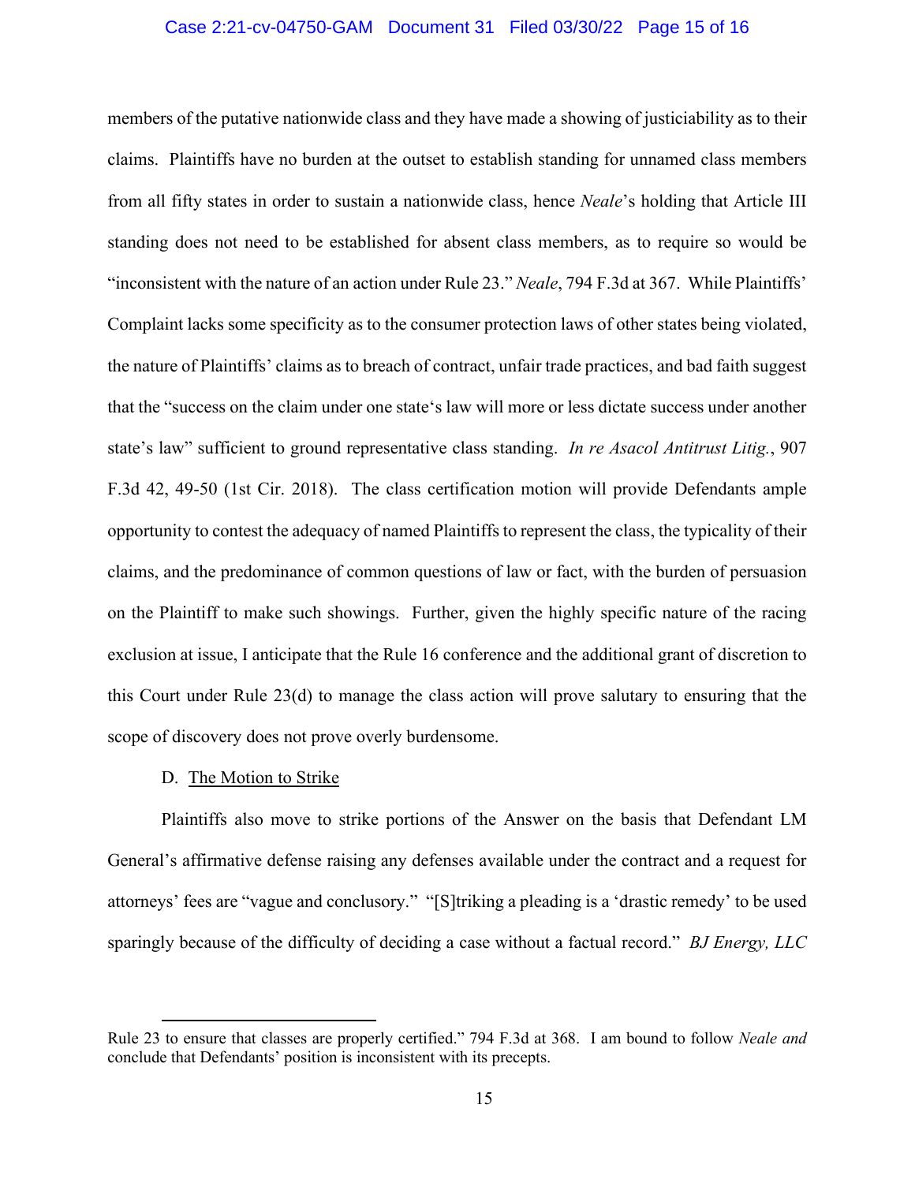members of the putative nationwide class and they have made a showing of justiciability as to their claims. Plaintiffs have no burden at the outset to establish standing for unnamed class members from all fifty states in order to sustain a nationwide class, hence *Neale*'s holding that Article III standing does not need to be established for absent class members, as to require so would be "inconsistent with the nature of an action under Rule 23." *Neale*, 794 F.3d at 367. While Plaintiffs' Complaint lacks some specificity as to the consumer protection laws of other states being violated, the nature of Plaintiffs' claims as to breach of contract, unfair trade practices, and bad faith suggest that the "success on the claim under one state's law will more or less dictate success under another state's law" sufficient to ground representative class standing. *In re Asacol Antitrust Litig.*, 907 F.3d 42, 49-50 (1st Cir. 2018). The class certification motion will provide Defendants ample opportunity to contest the adequacy of named Plaintiffs to represent the class, the typicality of their claims, and the predominance of common questions of law or fact, with the burden of persuasion on the Plaintiff to make such showings. Further, given the highly specific nature of the racing exclusion at issue, I anticipate that the Rule 16 conference and the additional grant of discretion to this Court under Rule 23(d) to manage the class action will prove salutary to ensuring that the scope of discovery does not prove overly burdensome.

D. The Motion to Strike

Plaintiffs also move to strike portions of the Answer on the basis that Defendant LM General's affirmative defense raising any defenses available under the contract and a request for attorneys' fees are "vague and conclusory." "[S]triking a pleading is a 'drastic remedy' to be used sparingly because of the difficulty of deciding a case without a factual record." *BJ Energy, LLC*

---

Rule 23 to ensure that classes are properly certified." 794 F.3d at 368. I am bound to follow *Neale and* conclude that Defendants' position is inconsistent with its precepts.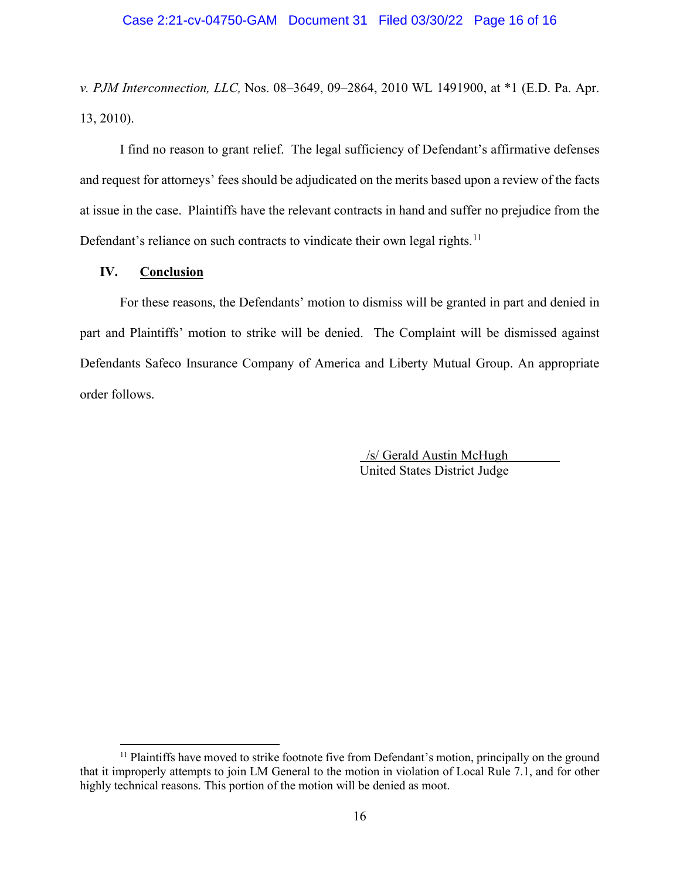*v. PJM Interconnection, LLC,* Nos. 08–3649, 09–2864, 2010 WL 1491900, at *1 (E.D. Pa. Apr. 13, 2010).

I find no reason to grant relief. The legal sufficiency of Defendant's affirmative defenses and request for attorneys' fees should be adjudicated on the merits based upon a review of the facts at issue in the case. Plaintiffs have the relevant contracts in hand and suffer no prejudice from the Defendant's reliance on such contracts to vindicate their own legal rights.[11]

## IV. Conclusion

For these reasons, the Defendants' motion to dismiss will be granted in part and denied in part and Plaintiffs' motion to strike will be denied. The Complaint will be dismissed against Defendants Safeco Insurance Company of America and Liberty Mutual Group. An appropriate order follows.

/s/ Gerald Austin McHugh
United States District Judge

[11] Plaintiffs have moved to strike footnote five from Defendant's motion, principally on the ground that it improperly attempts to join LM General to the motion in violation of Local Rule 7.1, and for other highly technical reasons. This portion of the motion will be denied as moot.